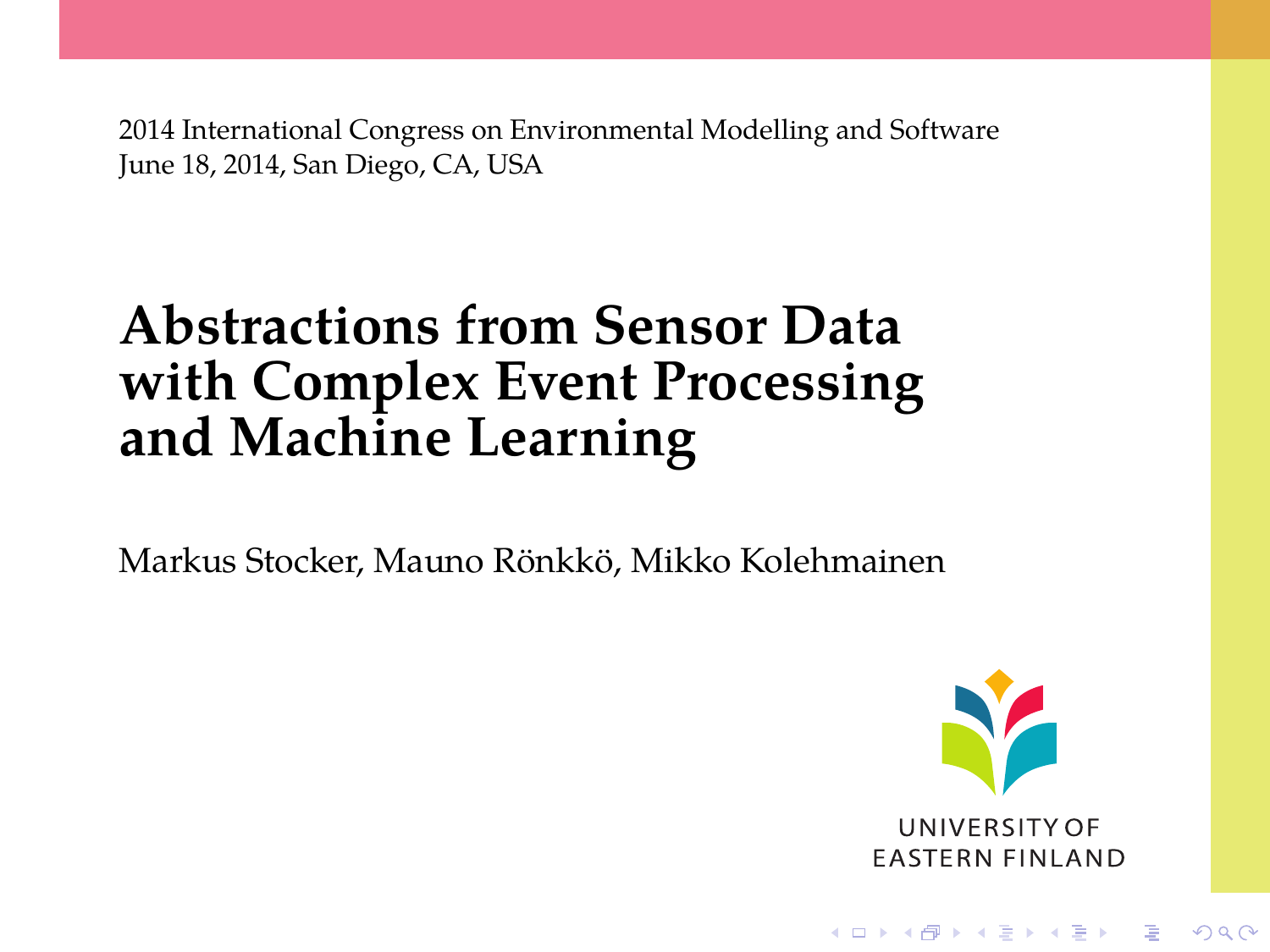2014 International Congress on Environmental Modelling and Software
June 18, 2014, San Diego, CA, USA

# Abstractions from Sensor Data with Complex Event Processing and Machine Learning

Markus Stocker, Mauno Rönkkö, Mikko Kolehmainen

UNIVERSITY OF EASTERN FINLAND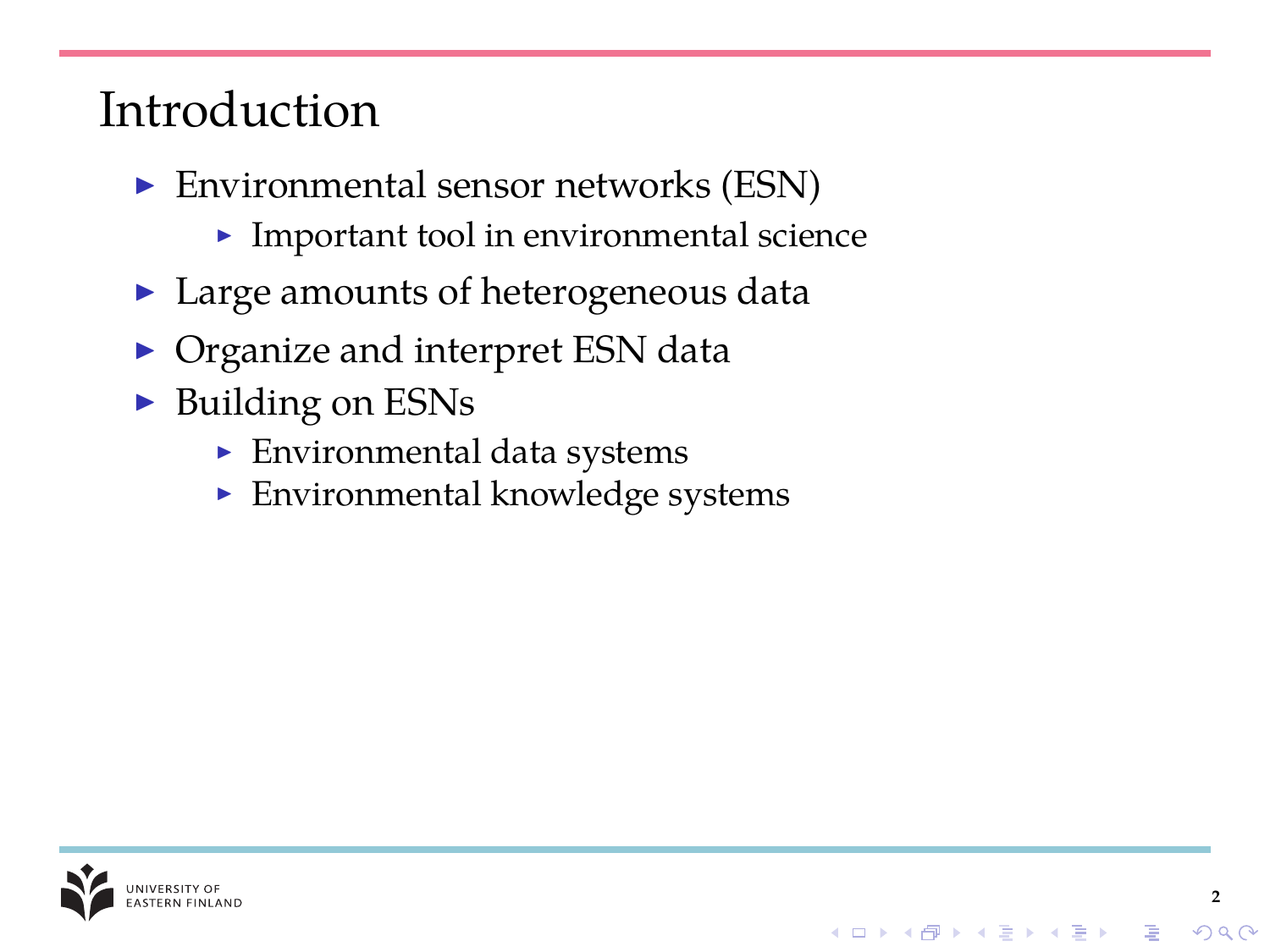# Introduction

- Environmental sensor networks (ESN)
  - Important tool in environmental science
- Large amounts of heterogeneous data
- Organize and interpret ESN data
- Building on ESNs
  - Environmental data systems
  - Environmental knowledge systems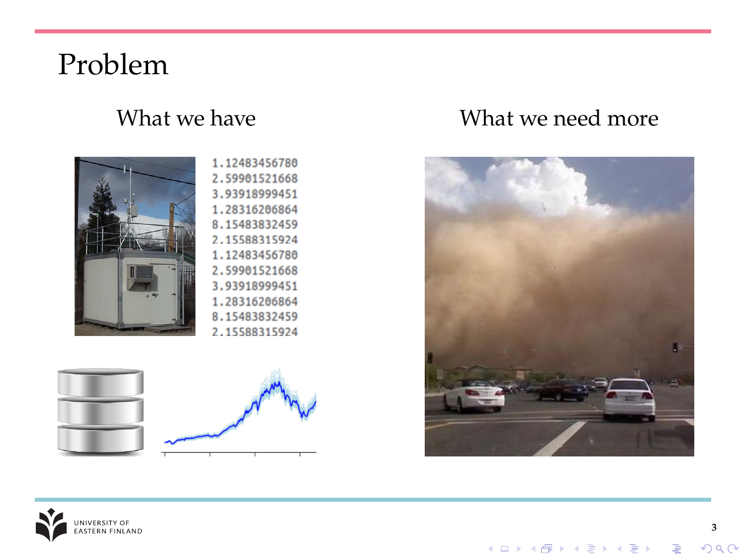# Problem

What we have

1.12483456780
2.59901521668
3.93918999451
1.28316206864
8.15483832459
2.15588315924
1.12483456780
2.59901521668
3.93918999451
1.28316206864
8.15483832459
2.15588315924

What we need more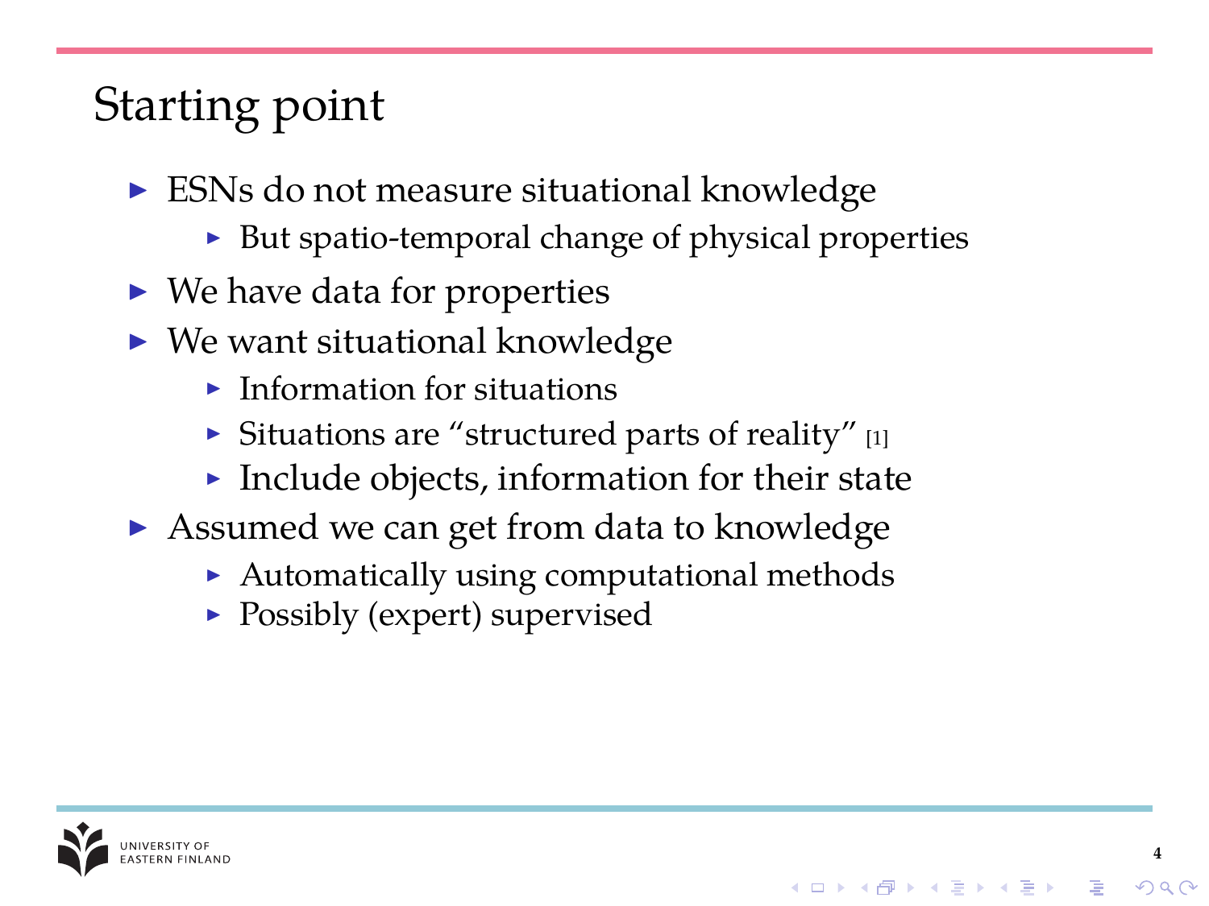# Starting point

- ESNs do not measure situational knowledge
  - But spatio-temporal change of physical properties
- We have data for properties
- We want situational knowledge
  - Information for situations
  - Situations are "structured parts of reality" [1]
  - Include objects, information for their state
- Assumed we can get from data to knowledge
  - Automatically using computational methods
  - Possibly (expert) supervised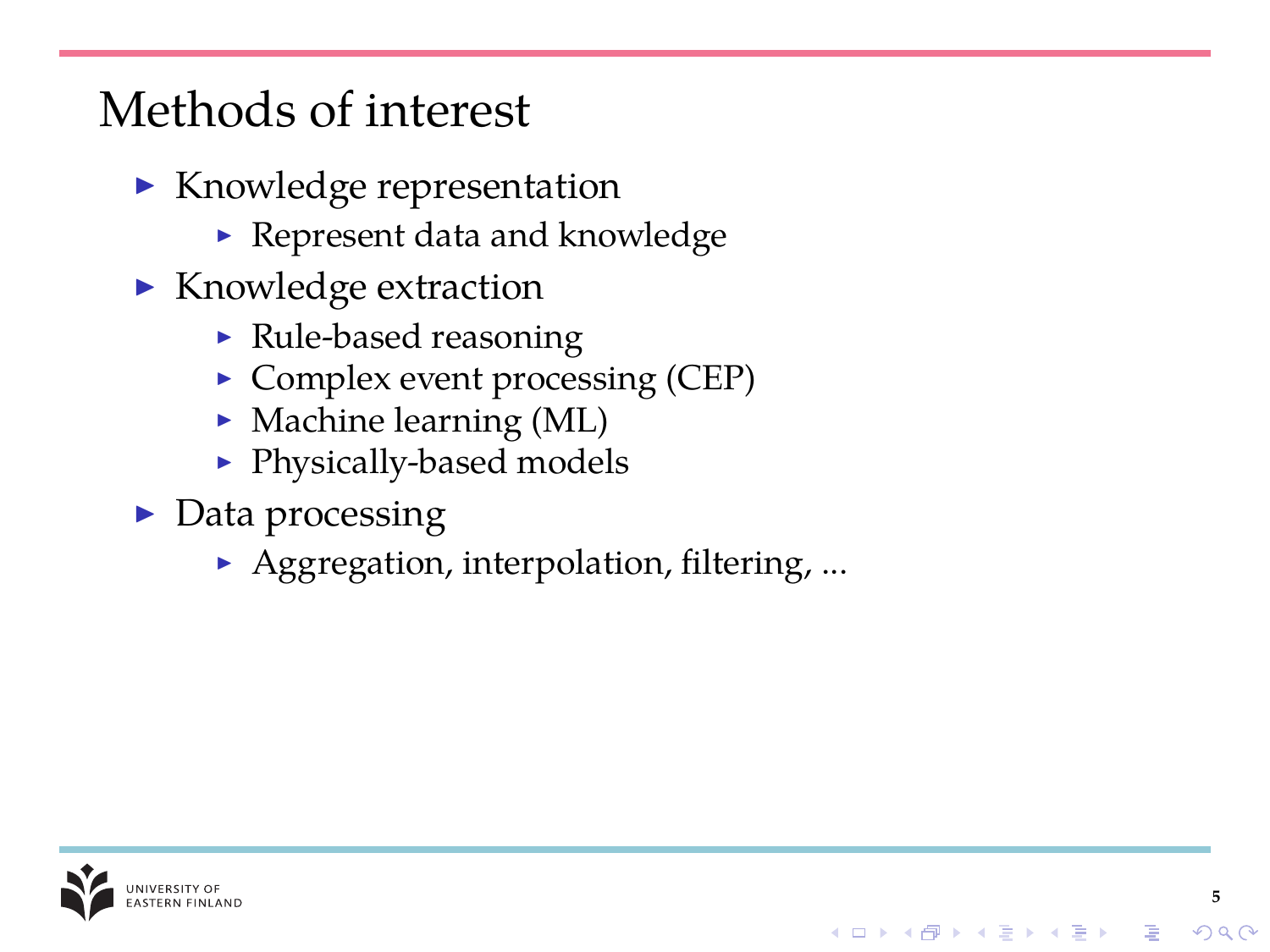# Methods of interest

- Knowledge representation
  - Represent data and knowledge
- Knowledge extraction
  - Rule-based reasoning
  - Complex event processing (CEP)
  - Machine learning (ML)
  - Physically-based models
- Data processing
  - Aggregation, interpolation, filtering, ...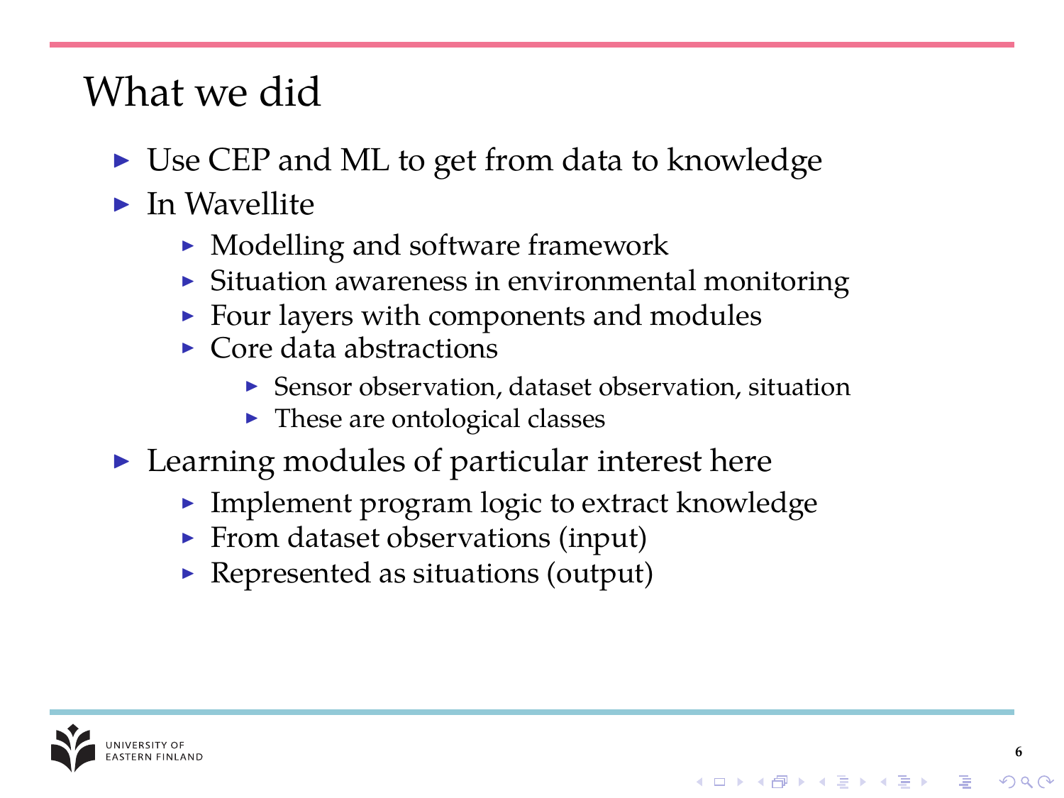# What we did

- Use CEP and ML to get from data to knowledge
- In Wavellite
  - Modelling and software framework
  - Situation awareness in environmental monitoring
  - Four layers with components and modules
  - Core data abstractions
    - Sensor observation, dataset observation, situation
    - These are ontological classes
- Learning modules of particular interest here
  - Implement program logic to extract knowledge
  - From dataset observations (input)
  - Represented as situations (output)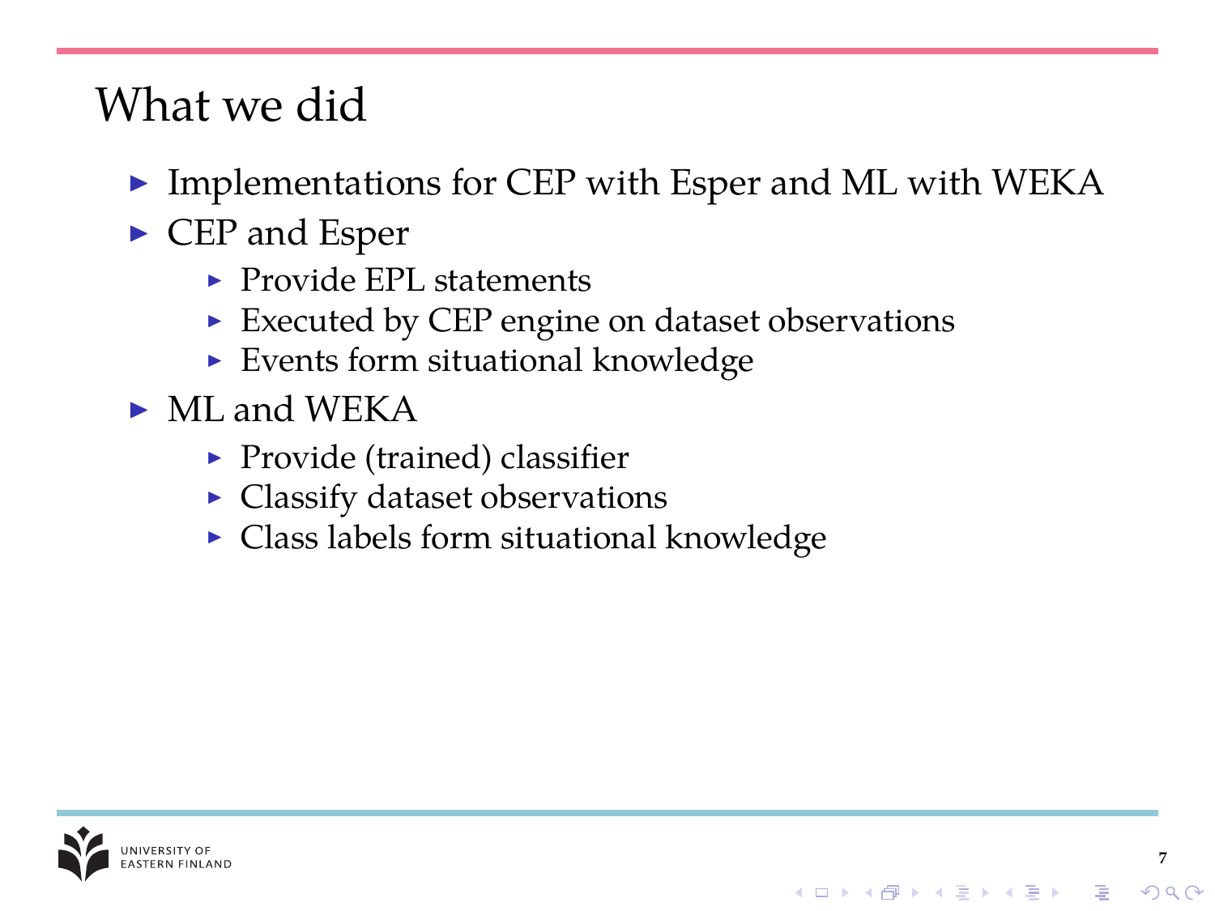# What we did

- Implementations for CEP with Esper and ML with WEKA
- CEP and Esper
  - Provide EPL statements
  - Executed by CEP engine on dataset observations
  - Events form situational knowledge
- ML and WEKA
  - Provide (trained) classifier
  - Classify dataset observations
  - Class labels form situational knowledge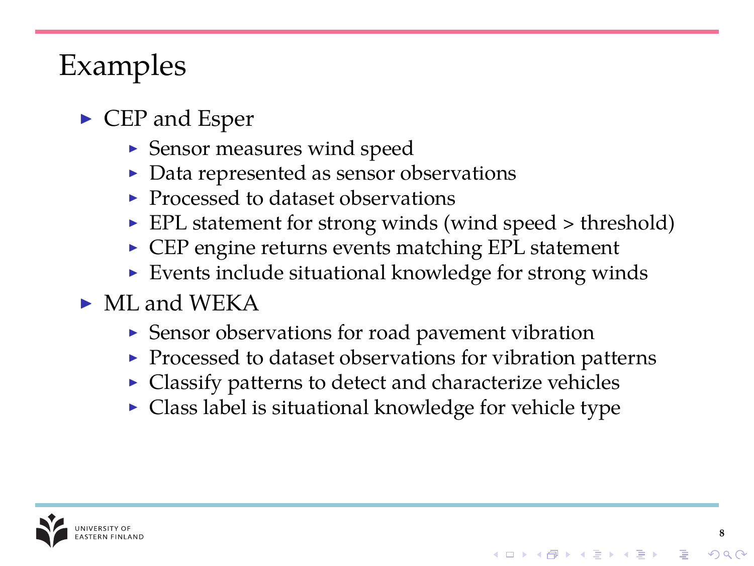# Examples

- CEP and Esper
  - Sensor measures wind speed
  - Data represented as sensor observations
  - Processed to dataset observations
  - EPL statement for strong winds (wind speed > threshold)
  - CEP engine returns events matching EPL statement
  - Events include situational knowledge for strong winds
- ML and WEKA
  - Sensor observations for road pavement vibration
  - Processed to dataset observations for vibration patterns
  - Classify patterns to detect and characterize vehicles
  - Class label is situational knowledge for vehicle type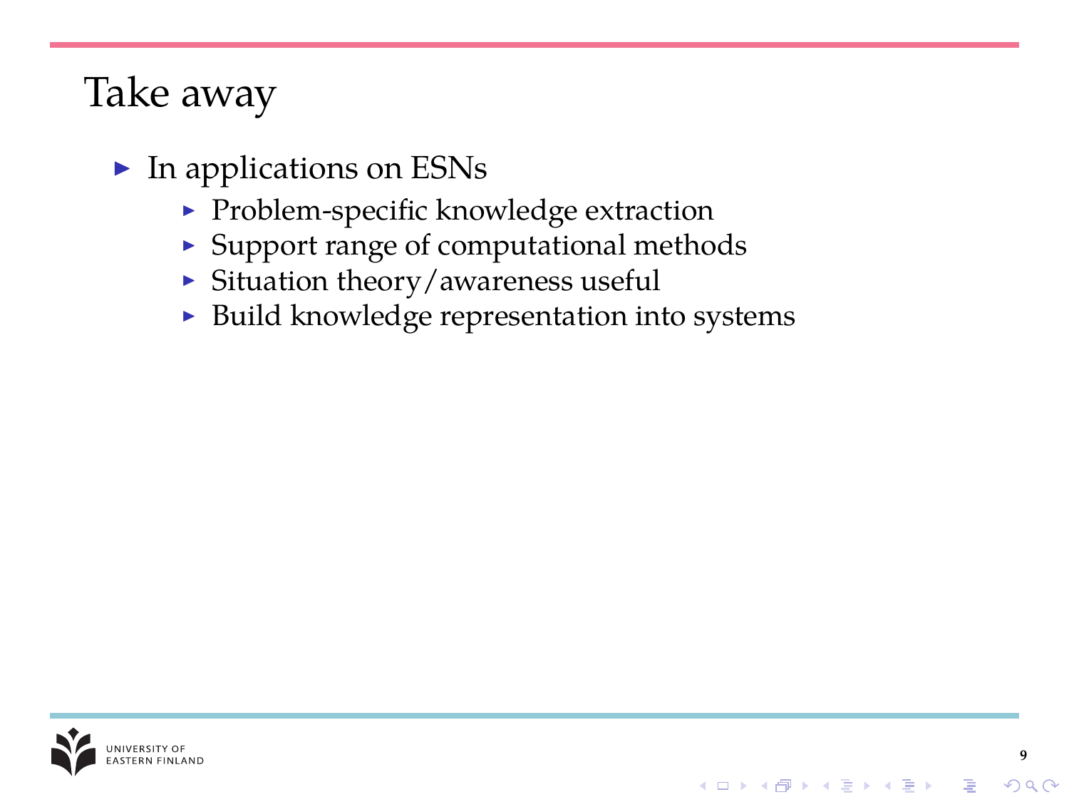# Take away

- In applications on ESNs
  - Problem-specific knowledge extraction
  - Support range of computational methods
  - Situation theory/awareness useful
  - Build knowledge representation into systems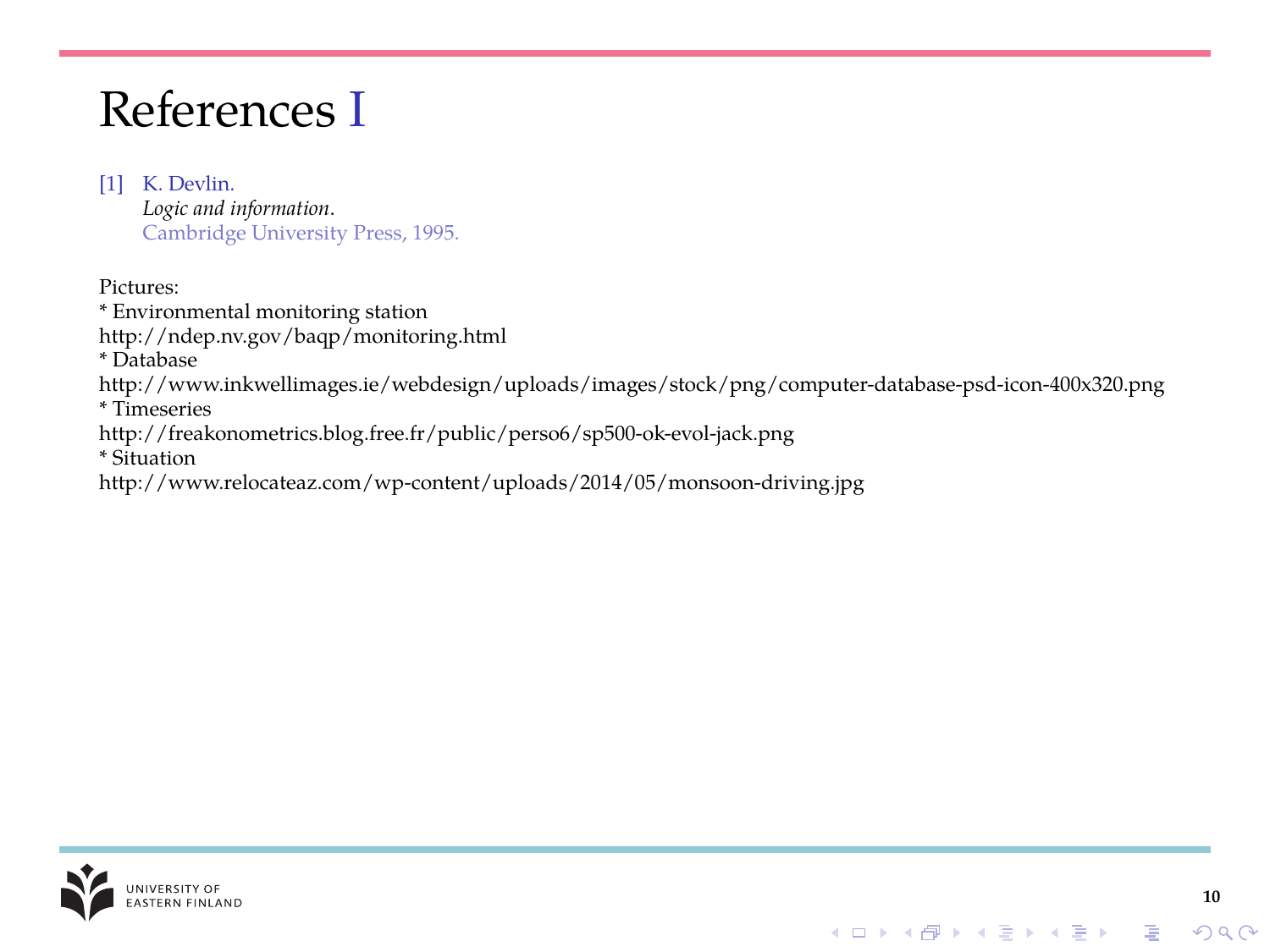# References I

[1] K. Devlin.
*Logic and information*.
Cambridge University Press, 1995.

Pictures:
* Environmental monitoring station
http://ndep.nv.gov/baqp/monitoring.html
* Database
http://www.inkwellimages.ie/webdesign/uploads/images/stock/png/computer-database-psd-icon-400x320.png
* Timeseries
http://freakonometrics.blog.free.fr/public/perso6/sp500-ok-evol-jack.png
* Situation
http://www.relocateaz.com/wp-content/uploads/2014/05/monsoon-driving.jpg